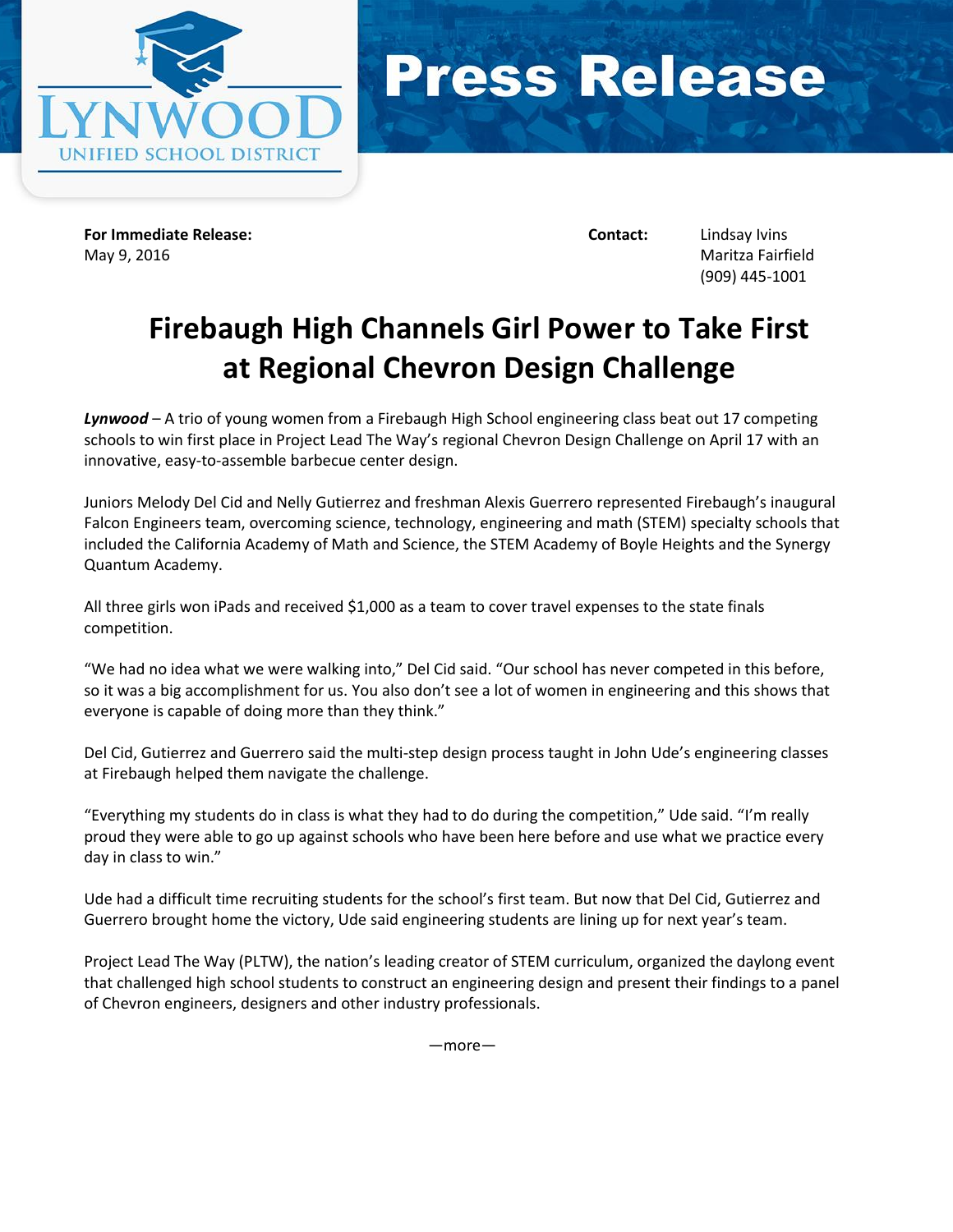LYNWOOD UNIFIED SCHOOL DISTRICT

# Press Release

**For Immediate Release:**
May 9, 2016

**Contact:** Lindsay Ivins
Maritza Fairfield
(909) 445-1001

## Firebaugh High Channels Girl Power to Take First at Regional Chevron Design Challenge

***Lynwood*** – A trio of young women from a Firebaugh High School engineering class beat out 17 competing schools to win first place in Project Lead The Way's regional Chevron Design Challenge on April 17 with an innovative, easy-to-assemble barbecue center design.

Juniors Melody Del Cid and Nelly Gutierrez and freshman Alexis Guerrero represented Firebaugh's inaugural Falcon Engineers team, overcoming science, technology, engineering and math (STEM) specialty schools that included the California Academy of Math and Science, the STEM Academy of Boyle Heights and the Synergy Quantum Academy.

All three girls won iPads and received $1,000 as a team to cover travel expenses to the state finals competition.

"We had no idea what we were walking into," Del Cid said. "Our school has never competed in this before, so it was a big accomplishment for us. You also don't see a lot of women in engineering and this shows that everyone is capable of doing more than they think."

Del Cid, Gutierrez and Guerrero said the multi-step design process taught in John Ude's engineering classes at Firebaugh helped them navigate the challenge.

"Everything my students do in class is what they had to do during the competition," Ude said. "I'm really proud they were able to go up against schools who have been here before and use what we practice every day in class to win."

Ude had a difficult time recruiting students for the school's first team. But now that Del Cid, Gutierrez and Guerrero brought home the victory, Ude said engineering students are lining up for next year's team.

Project Lead The Way (PLTW), the nation's leading creator of STEM curriculum, organized the daylong event that challenged high school students to construct an engineering design and present their findings to a panel of Chevron engineers, designers and other industry professionals.

—more—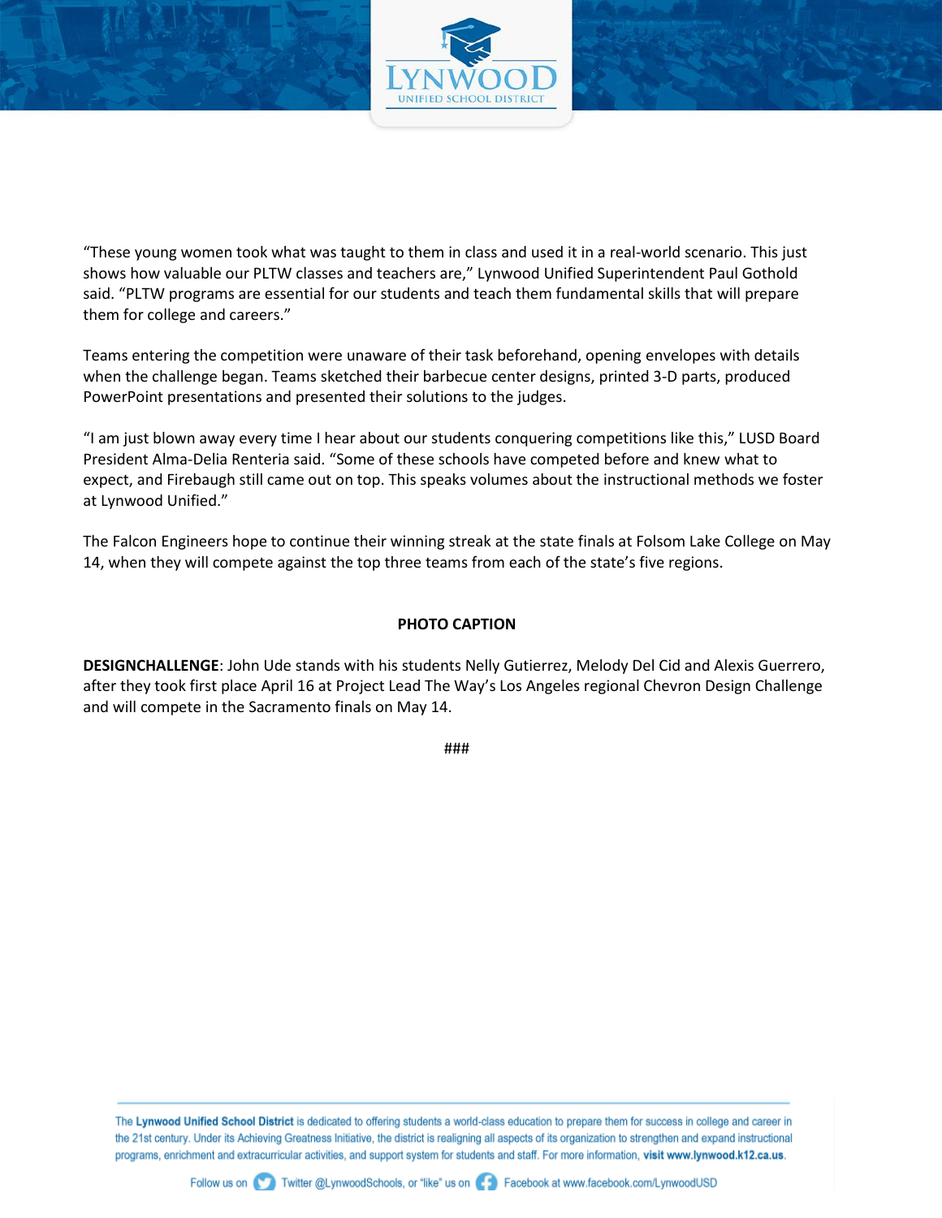"These young women took what was taught to them in class and used it in a real-world scenario. This just shows how valuable our PLTW classes and teachers are," Lynwood Unified Superintendent Paul Gothold said. "PLTW programs are essential for our students and teach them fundamental skills that will prepare them for college and careers."

Teams entering the competition were unaware of their task beforehand, opening envelopes with details when the challenge began. Teams sketched their barbecue center designs, printed 3-D parts, produced PowerPoint presentations and presented their solutions to the judges.

"I am just blown away every time I hear about our students conquering competitions like this," LUSD Board President Alma-Delia Renteria said. "Some of these schools have competed before and knew what to expect, and Firebaugh still came out on top. This speaks volumes about the instructional methods we foster at Lynwood Unified."

The Falcon Engineers hope to continue their winning streak at the state finals at Folsom Lake College on May 14, when they will compete against the top three teams from each of the state's five regions.

**PHOTO CAPTION**

**DESIGNCHALLENGE**: John Ude stands with his students Nelly Gutierrez, Melody Del Cid and Alexis Guerrero, after they took first place April 16 at Project Lead The Way's Los Angeles regional Chevron Design Challenge and will compete in the Sacramento finals on May 14.

###

The **Lynwood Unified School District** is dedicated to offering students a world-class education to prepare them for success in college and career in the 21st century. Under its Achieving Greatness Initiative, the district is realigning all aspects of its organization to strengthen and expand instructional programs, enrichment and extracurricular activities, and support system for students and staff. For more information, **visit www.lynwood.k12.ca.us**.

Follow us on Twitter @LynwoodSchools, or "like" us on Facebook at www.facebook.com/LynwoodUSD